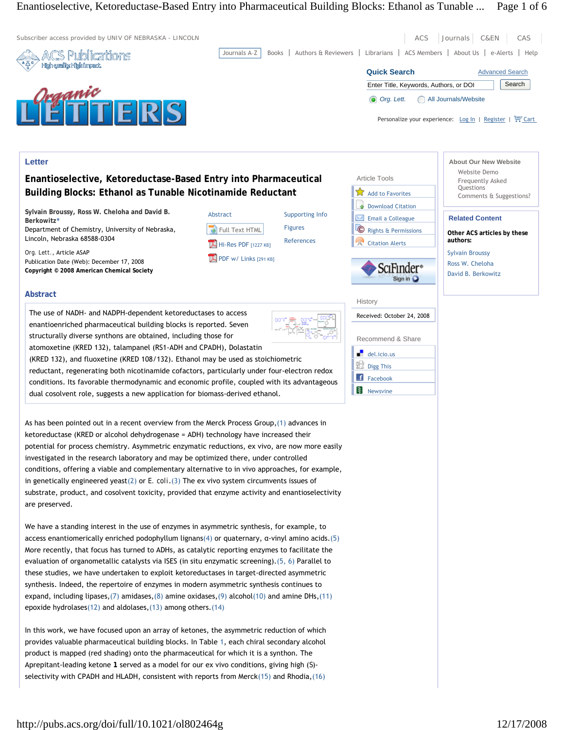Letter

# Enantioselective, Ketoreductase-Based Entry into Pharmaceutical Building Blocks: Ethanol as Tunable Nicotinamide Reductant

**Sylvain Broussy, Ross W. Cheloha and David B. Berkowitz***

Department of Chemistry, University of Nebraska, Lincoln, Nebraska 68588-0304

Org. Lett., Article ASAP

Publication Date (Web): December 17, 2008

**Copyright © 2008 American Chemical Society**

History

Received: October 24, 2008

## Abstract

The use of NADH- and NADPH-dependent ketoreductases to access enantioenriched pharmaceutical building blocks is reported. Seven structurally diverse synthons are obtained, including those for atomoxetine (KRED 132), talampanel (RS1-ADH and CPADH), Dolastatin (KRED 132), and fluoxetine (KRED 108/132). Ethanol may be used as stoichiometric reductant, regenerating both nicotinamide cofactors, particularly under four-electron redox conditions. Its favorable thermodynamic and economic profile, coupled with its advantageous dual cosolvent role, suggests a new application for biomass-derived ethanol.

As has been pointed out in a recent overview from the Merck Process Group,(1) advances in ketoreductase (KRED or alcohol dehydrogenase = ADH) technology have increased their potential for process chemistry. Asymmetric enzymatic reductions, ex vivo, are now more easily investigated in the research laboratory and may be optimized there, under controlled conditions, offering a viable and complementary alternative to in vivo approaches, for example, in genetically engineered yeast(2) or *E. coli*.(3) The ex vivo system circumvents issues of substrate, product, and cosolvent toxicity, provided that enzyme activity and enantioselectivity are preserved.

We have a standing interest in the use of enzymes in asymmetric synthesis, for example, to access enantiomerically enriched podophyllum lignans(4) or quaternary, α-vinyl amino acids.(5) More recently, that focus has turned to ADHs, as catalytic reporting enzymes to facilitate the evaluation of organometallic catalysts via ISES (in situ enzymatic screening).(5, 6) Parallel to these studies, we have undertaken to exploit ketoreductases in target-directed asymmetric synthesis. Indeed, the repertoire of enzymes in modern asymmetric synthesis continues to expand, including lipases,(7) amidases,(8) amine oxidases,(9) alcohol(10) and amine DHs,(11) epoxide hydrolases(12) and aldolases,(13) among others.(14)

In this work, we have focused upon an array of ketones, the asymmetric reduction of which provides valuable pharmaceutical building blocks. In Table 1, each chiral secondary alcohol product is mapped (red shading) onto the pharmaceutical for which it is a synthon. The Aprepitant-leading ketone **1** served as a model for our ex vivo conditions, giving high (*S*)-selectivity with CPADH and HLADH, consistent with reports from Merck(15) and Rhodia,(16)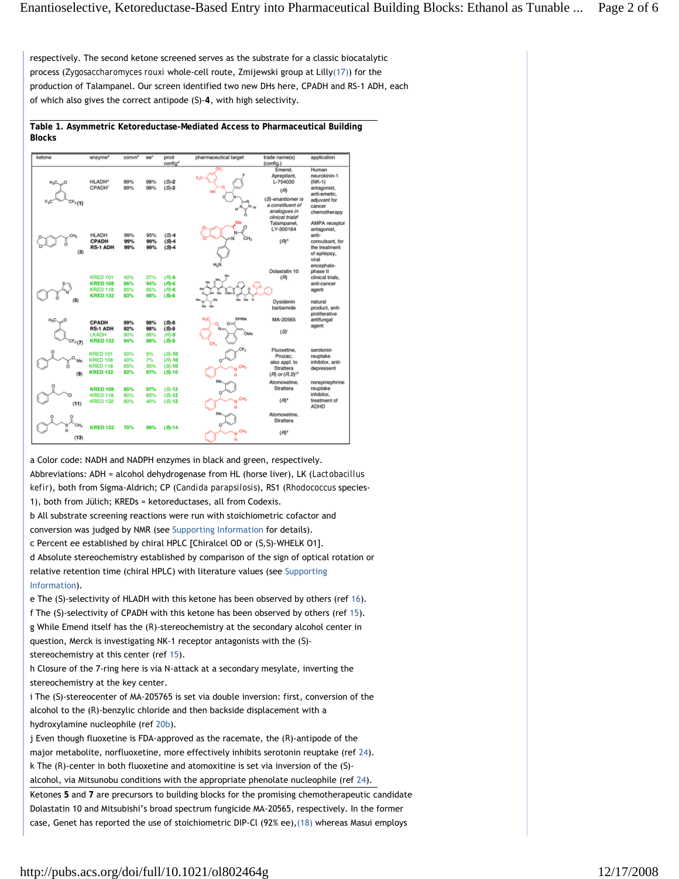respectively. The second ketone screened serves as the substrate for a classic biocatalytic process (*Zygosaccharomyces rouxi* whole-cell route, Zmijewski group at Lilly(17)) for the production of Talampanel. Our screen identified two new DHs here, CPADH and RS-1 ADH, each of which also gives the correct antipode (*S*)-**4**, with high selectivity.

**Table 1. Asymmetric Ketoreductase-Mediated Access to Pharmaceutical Building Blocks**

| ketone | enzyme[a] | convn[b] | ee[c] | prod config[d] | pharmaceutical target | trade name(s) (config.) | application |
|---|---|---|---|---|---|---|---|
| (1) | HLADH[e] | 99% | 98% | (*S*)-2 | | Emend, Aprepitant, L-754030 (*R*) (*S*)-enantiomer is a constituent of analogues in clinical trials[g] | Human neurokinin-1 (NK-1) antagonist, anti-emetic, adjuvant for cancer chemotherapy |
| | CPADH[f] | 99% | 98% | (*S*)-2 | | | |
| (3) | HLADH | 99% | 95% | (*S*)-4 | | Talampanel, LY-300164 (*R*)[h] | AMPA receptor antagonist, anti-convulsant, for the treatment of epilepsy, viral encephalo- |
| | CPADH | 99% | 99% | (*S*)-4 | | | |
| | RS-1 ADH | 99% | 99% | (*S*)-4 | | | |
| (5) | KRED 101 | 40% | 37% | (*R*)-6 | | Dolastatin 10 (*R*) | phase II clinical trials, anti-cancer agent |
| | KRED 108 | 86% | 94% | (*R*)-6 | | | |
| | KRED 118 | 85% | 65% | (*R*)-6 | | | |
| | KRED 132 | 83% | 98% | (*S*)-6 | | Dysidenin barbamide | natural product, anti-proliferative |
| (7) | CPADH | 99% | 98% | (*S*)-8 | | MA-20565 (*S*)[i] | antifungal agent |
| | RS-1 ADH | 92% | 98% | (*S*)-8 | | | |
| | LKADH | 90% | 86% | (*R*)-8 | | | |
| | KRED 132 | 94% | 98% | (*S*)-8 | | | |
| (9) | KRED 101 | 50% | 5% | (*S*)-10 | | Fluoxetine, Prozac; also appl. to Strattera (*R*) or (*R*,*S*)[j,k] | serotonin reuptake inhibitor, anti-depressent |
| | KRED 108 | 40% | 7% | (*R*)-10 | | | |
| | KRED 118 | 65% | 30% | (*S*)-10 | | | |
| | KRED 132 | 82% | 97% | (*S*)-10 | | | |
| (11) | KRED 108 | 85% | 97% | (*S*)-12 | | Atomoxetine, Strattera (*R*)[k] | norepinephrine reuptake inhibitor, treatment of ADHD |
| | KRED 118 | 90% | 80% | (*S*)-12 | | | |
| | KRED 132 | 60% | 40% | (*S*)-12 | | | |
| (13) | KRED 132 | 70% | 99% | (*S*)-14 | | Atomoxetine, Strattera (*R*)[k] | |

a Color code: NADH and NADPH enzymes in black and green, respectively. Abbreviations: ADH = alcohol dehydrogenase from HL (horse liver), LK (*Lactobacillus kefir*), both from Sigma-Aldrich; CP (*Candida parapsilosis*), RS1 (*Rhodococcus* species-1), both from Jülich; KREDs = ketoreductases, all from Codexis.

b All substrate screening reactions were run with stoichiometric cofactor and conversion was judged by NMR (see Supporting Information for details).

c Percent ee established by chiral HPLC [Chiralcel OD or (*S*,*S*)-WHELK O1].

d Absolute stereochemistry established by comparison of the sign of optical rotation or relative retention time (chiral HPLC) with literature values (see Supporting Information).

e The (*S*)-selectivity of HLADH with this ketone has been observed by others (ref 16).

f The (*S*)-selectivity of CPADH with this ketone has been observed by others (ref 15).

g While Emend itself has the (*R*)-stereochemistry at the secondary alcohol center in question, Merck is investigating NK-1 receptor antagonists with the (*S*)-stereochemistry at this center (ref 15).

h Closure of the 7-ring here is via N-attack at a secondary mesylate, inverting the stereochemistry at the key center.

i The (*S*)-stereocenter of MA-205765 is set via double inversion: first, conversion of the alcohol to the (*R*)-benzylic chloride and then backside displacement with a hydroxylamine nucleophile (ref 20b).

j Even though fluoxetine is FDA-approved as the racemate, the (*R*)-antipode of the major metabolite, norfluoxetine, more effectively inhibits serotonin reuptake (ref 24).

k The (*R*)-center in both fluoxetine and atomoxitine is set via inversion of the (*S*)-alcohol, via Mitsunobu conditions with the appropriate phenolate nucleophile (ref 24).

Ketones **5** and **7** are precursors to building blocks for the promising chemotherapeutic candidate Dolastatin 10 and Mitsubishi's broad spectrum fungicide MA-20565, respectively. In the former case, Genet has reported the use of stoichiometric DIP-Cl (92% ee),(18) whereas Masui employs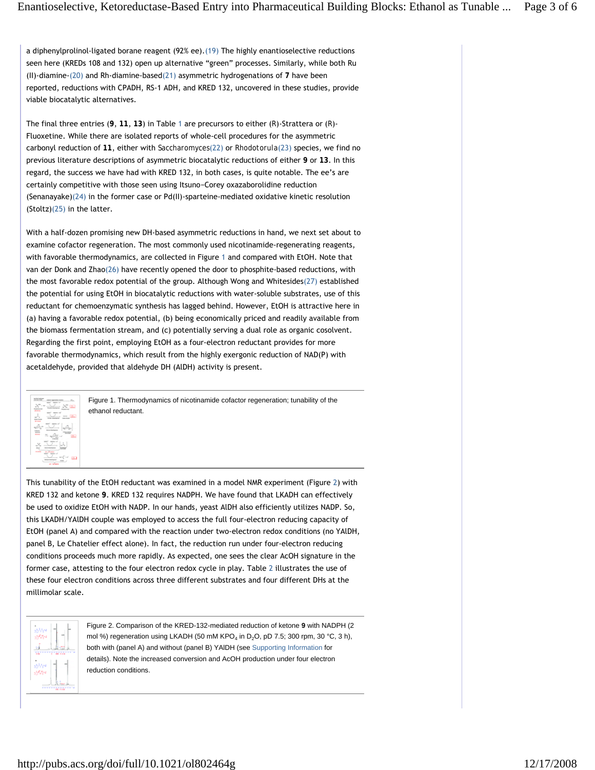a diphenylprolinol-ligated borane reagent (92% ee).(19) The highly enantioselective reductions seen here (KREDs 108 and 132) open up alternative "green" processes. Similarly, while both Ru (II)-diamine-(20) and Rh-diamine-based(21) asymmetric hydrogenations of **7** have been reported, reductions with CPADH, RS-1 ADH, and KRED 132, uncovered in these studies, provide viable biocatalytic alternatives.

The final three entries (**9**, **11**, **13**) in Table 1 are precursors to either (R)-Strattera or (R)-Fluoxetine. While there are isolated reports of whole-cell procedures for the asymmetric carbonyl reduction of **11**, either with Saccharomyces(22) or Rhodotorula(23) species, we find no previous literature descriptions of asymmetric biocatalytic reductions of either **9** or **13**. In this regard, the success we have had with KRED 132, in both cases, is quite notable. The ee's are certainly competitive with those seen using Itsuno−Corey oxazaborolidine reduction (Senanayake)(24) in the former case or Pd(II)-sparteine-mediated oxidative kinetic resolution (Stoltz)(25) in the latter.

With a half-dozen promising new DH-based asymmetric reductions in hand, we next set about to examine cofactor regeneration. The most commonly used nicotinamide-regenerating reagents, with favorable thermodynamics, are collected in Figure 1 and compared with EtOH. Note that van der Donk and Zhao(26) have recently opened the door to phosphite-based reductions, with the most favorable redox potential of the group. Although Wong and Whitesides(27) established the potential for using EtOH in biocatalytic reductions with water-soluble substrates, use of this reductant for chemoenzymatic synthesis has lagged behind. However, EtOH is attractive here in (a) having a favorable redox potential, (b) being economically priced and readily available from the biomass fermentation stream, and (c) potentially serving a dual role as organic cosolvent. Regarding the first point, employing EtOH as a four-electron reductant provides for more favorable thermodynamics, which result from the highly exergonic reduction of NAD(P) with acetaldehyde, provided that aldehyde DH (AlDH) activity is present.

Figure 1. Thermodynamics of nicotinamide cofactor regeneration; tunability of the ethanol reductant.

This tunability of the EtOH reductant was examined in a model NMR experiment (Figure 2) with KRED 132 and ketone **9**. KRED 132 requires NADPH. We have found that LKADH can effectively be used to oxidize EtOH with NADP. In our hands, yeast AlDH also efficiently utilizes NADP. So, this LKADH/YAlDH couple was employed to access the full four-electron reducing capacity of EtOH (panel A) and compared with the reaction under two-electron redox conditions (no YAlDH, panel B, Le Chatelier effect alone). In fact, the reduction run under four-electron reducing conditions proceeds much more rapidly. As expected, one sees the clear AcOH signature in the former case, attesting to the four electron redox cycle in play. Table 2 illustrates the use of these four electron conditions across three different substrates and four different DHs at the millimolar scale.

Figure 2. Comparison of the KRED-132-mediated reduction of ketone **9** with NADPH (2 mol %) regeneration using LKADH (50 mM $KPO_4$ in $D_2O$, pD 7.5; 300 rpm, 30 °C, 3 h), both with (panel A) and without (panel B) YAlDH (see Supporting Information for details). Note the increased conversion and AcOH production under four electron reduction conditions.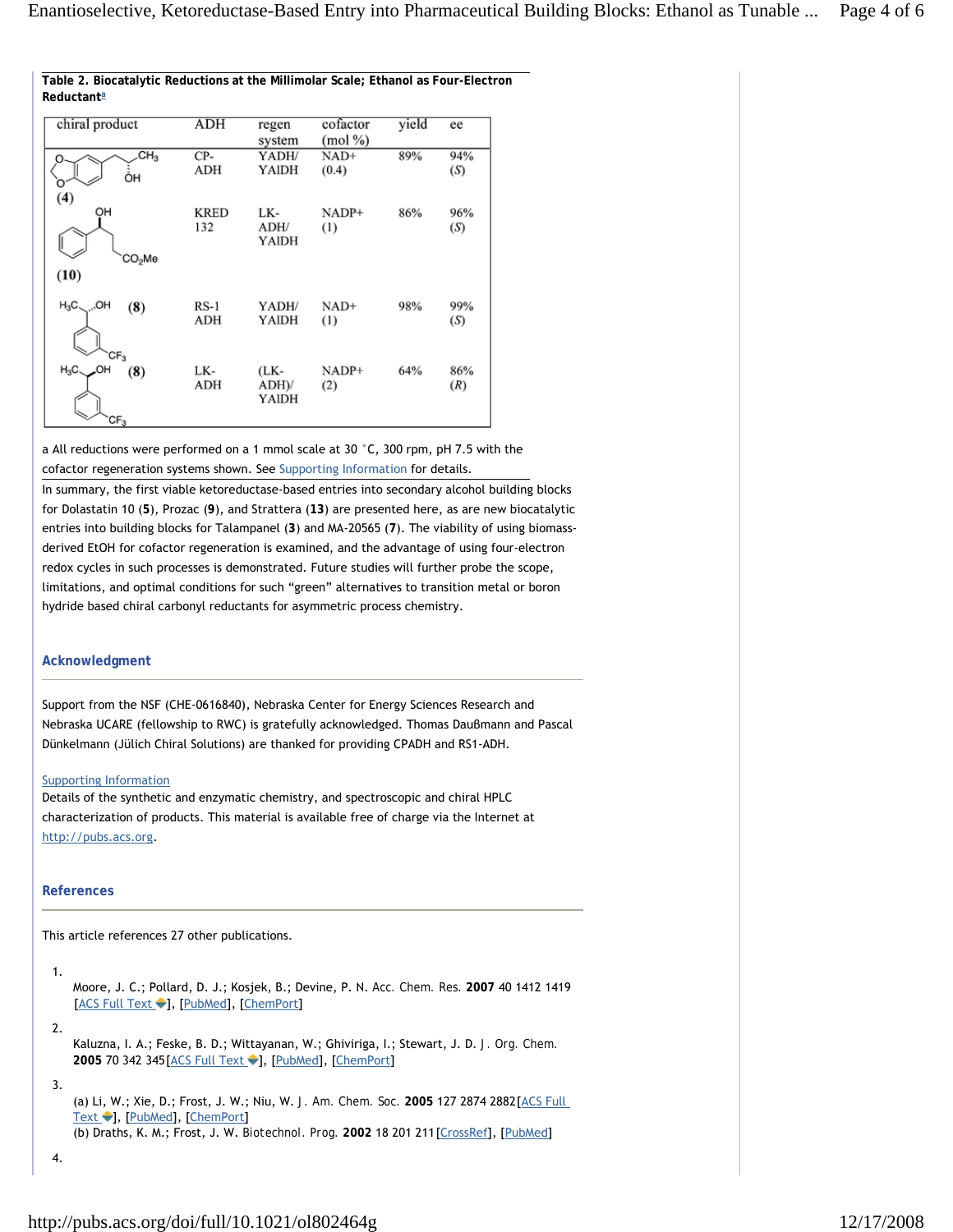**Table 2. Biocatalytic Reductions at the Millimolar Scale; Ethanol as Four-Electron Reductant[a]**

| chiral product | ADH | regen system | cofactor (mol %) | yield | ee |
|---|---|---|---|---|---|
| (4) | CP-ADH | YADH/YAlDH | NAD+ (0.4) | 89% | 94% (*S*) |
| (10) | KRED 132 | LK-ADH/YAlDH | NADP+ (1) | 86% | 96% (*S*) |
| (8) | RS-1 ADH | YADH/YAlDH | NAD+ (1) | 98% | 99% (*S*) |
| (8) | LK-ADH | (LK-ADH)/YAlDH | NADP+ (2) | 64% | 86% (*R*) |

a All reductions were performed on a 1 mmol scale at 30 °C, 300 rpm, pH 7.5 with the cofactor regeneration systems shown. See Supporting Information for details.

In summary, the first viable ketoreductase-based entries into secondary alcohol building blocks for Dolastatin 10 (**5**), Prozac (**9**), and Strattera (**13**) are presented here, as are new biocatalytic entries into building blocks for Talampanel (**3**) and MA-20565 (**7**). The viability of using biomass-derived EtOH for cofactor regeneration is examined, and the advantage of using four-electron redox cycles in such processes is demonstrated. Future studies will further probe the scope, limitations, and optimal conditions for such "green" alternatives to transition metal or boron hydride based chiral carbonyl reductants for asymmetric process chemistry.

## Acknowledgment

Support from the NSF (CHE-0616840), Nebraska Center for Energy Sciences Research and Nebraska UCARE (fellowship to RWC) is gratefully acknowledged. Thomas Daußmann and Pascal Dünkelmann (Jülich Chiral Solutions) are thanked for providing CPADH and RS1-ADH.

## Supporting Information

Details of the synthetic and enzymatic chemistry, and spectroscopic and chiral HPLC characterization of products. This material is available free of charge via the Internet at http://pubs.acs.org.

## References

This article references 27 other publications.

1. Moore, J. C.; Pollard, D. J.; Kosjek, B.; Devine, P. N. Acc. Chem. Res. **2007** 40 1412 1419 [ACS Full Text], [PubMed], [ChemPort]

2. Kaluzna, I. A.; Feske, B. D.; Wittayanan, W.; Ghiviriga, I.; Stewart, J. D. J. Org. Chem. **2005** 70 342 345 [ACS Full Text], [PubMed], [ChemPort]

3. (a) Li, W.; Xie, D.; Frost, J. W.; Niu, W. J. Am. Chem. Soc. **2005** 127 2874 2882 [ACS Full Text], [PubMed], [ChemPort]
   (b) Draths, K. M.; Frost, J. W. Biotechnol. Prog. **2002** 18 201 211 [CrossRef], [PubMed]

4.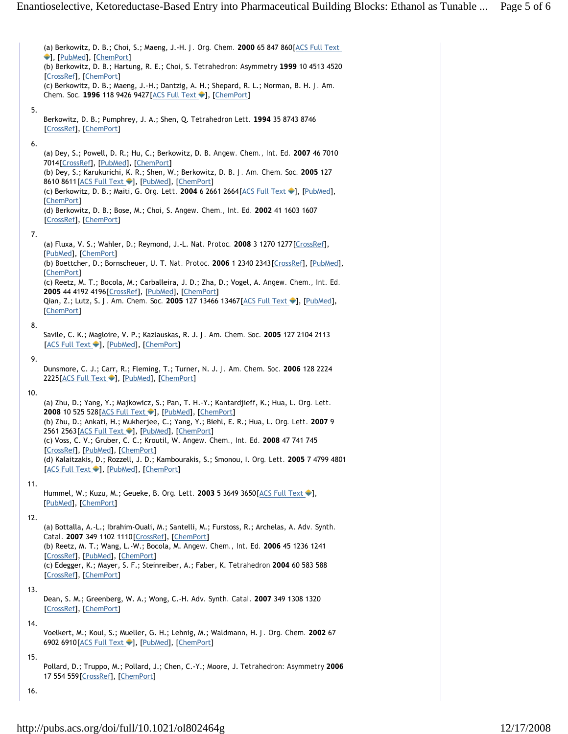(a) Berkowitz, D. B.; Choi, S.; Maeng, J.-H. J. Org. Chem. **2000** 65 847 860[ACS Full Text], [PubMed], [ChemPort]
(b) Berkowitz, D. B.; Hartung, R. E.; Choi, S. Tetrahedron: Asymmetry **1999** 10 4513 4520 [CrossRef], [ChemPort]
(c) Berkowitz, D. B.; Maeng, J.-H.; Dantzig, A. H.; Shepard, R. L.; Norman, B. H. J. Am. Chem. Soc. **1996** 118 9426 9427[ACS Full Text], [ChemPort]

5.

Berkowitz, D. B.; Pumphrey, J. A.; Shen, Q. Tetrahedron Lett. **1994** 35 8743 8746 [CrossRef], [ChemPort]

6.

(a) Dey, S.; Powell, D. R.; Hu, C.; Berkowitz, D. B. Angew. Chem., Int. Ed. **2007** 46 7010 7014[CrossRef], [PubMed], [ChemPort]
(b) Dey, S.; Karukurichi, K. R.; Shen, W.; Berkowitz, D. B. J. Am. Chem. Soc. **2005** 127 8610 8611[ACS Full Text], [PubMed], [ChemPort]
(c) Berkowitz, D. B.; Maiti, G. Org. Lett. **2004** 6 2661 2664[ACS Full Text], [PubMed], [ChemPort]
(d) Berkowitz, D. B.; Bose, M.; Choi, S. Angew. Chem., Int. Ed. **2002** 41 1603 1607 [CrossRef], [ChemPort]

7.

(a) Fluxa, V. S.; Wahler, D.; Reymond, J.-L. Nat. Protoc. **2008** 3 1270 1277[CrossRef], [PubMed], [ChemPort]
(b) Boettcher, D.; Bornscheuer, U. T. Nat. Protoc. **2006** 1 2340 2343[CrossRef], [PubMed], [ChemPort]
(c) Reetz, M. T.; Bocola, M.; Carballeira, J. D.; Zha, D.; Vogel, A. Angew. Chem., Int. Ed. **2005** 44 4192 4196[CrossRef], [PubMed], [ChemPort]
Qian, Z.; Lutz, S. J. Am. Chem. Soc. **2005** 127 13466 13467[ACS Full Text], [PubMed], [ChemPort]

8.

Savile, C. K.; Magloire, V. P.; Kazlauskas, R. J. J. Am. Chem. Soc. **2005** 127 2104 2113 [ACS Full Text], [PubMed], [ChemPort]

9.

Dunsmore, C. J.; Carr, R.; Fleming, T.; Turner, N. J. J. Am. Chem. Soc. **2006** 128 2224 2225[ACS Full Text], [PubMed], [ChemPort]

10.

(a) Zhu, D.; Yang, Y.; Majkowicz, S.; Pan, T. H.-Y.; Kantardjieff, K.; Hua, L. Org. Lett. **2008** 10 525 528[ACS Full Text], [PubMed], [ChemPort]
(b) Zhu, D.; Ankati, H.; Mukherjee, C.; Yang, Y.; Biehl, E. R.; Hua, L. Org. Lett. **2007** 9 2561 2563[ACS Full Text], [PubMed], [ChemPort]
(c) Voss, C. V.; Gruber, C. C.; Kroutil, W. Angew. Chem., Int. Ed. **2008** 47 741 745 [CrossRef], [PubMed], [ChemPort]
(d) Kalaitzakis, D.; Rozzell, J. D.; Kambourakis, S.; Smonou, I. Org. Lett. **2005** 7 4799 4801 [ACS Full Text], [PubMed], [ChemPort]

11.

Hummel, W.; Kuzu, M.; Geueke, B. Org. Lett. **2003** 5 3649 3650[ACS Full Text], [PubMed], [ChemPort]

12.

(a) Bottalla, A.-L.; Ibrahim-Ouali, M.; Santelli, M.; Furstoss, R.; Archelas, A. Adv. Synth. Catal. **2007** 349 1102 1110[CrossRef], [ChemPort]
(b) Reetz, M. T.; Wang, L.-W.; Bocola, M. Angew. Chem., Int. Ed. **2006** 45 1236 1241 [CrossRef], [PubMed], [ChemPort]
(c) Edegger, K.; Mayer, S. F.; Steinreiber, A.; Faber, K. Tetrahedron **2004** 60 583 588 [CrossRef], [ChemPort]

13.

Dean, S. M.; Greenberg, W. A.; Wong, C.-H. Adv. Synth. Catal. **2007** 349 1308 1320 [CrossRef], [ChemPort]

14.

Voelkert, M.; Koul, S.; Mueller, G. H.; Lehnig, M.; Waldmann, H. J. Org. Chem. **2002** 67 6902 6910[ACS Full Text], [PubMed], [ChemPort]

15.

Pollard, D.; Truppo, M.; Pollard, J.; Chen, C.-Y.; Moore, J. Tetrahedron: Asymmetry **2006** 17 554 559[CrossRef], [ChemPort]

16.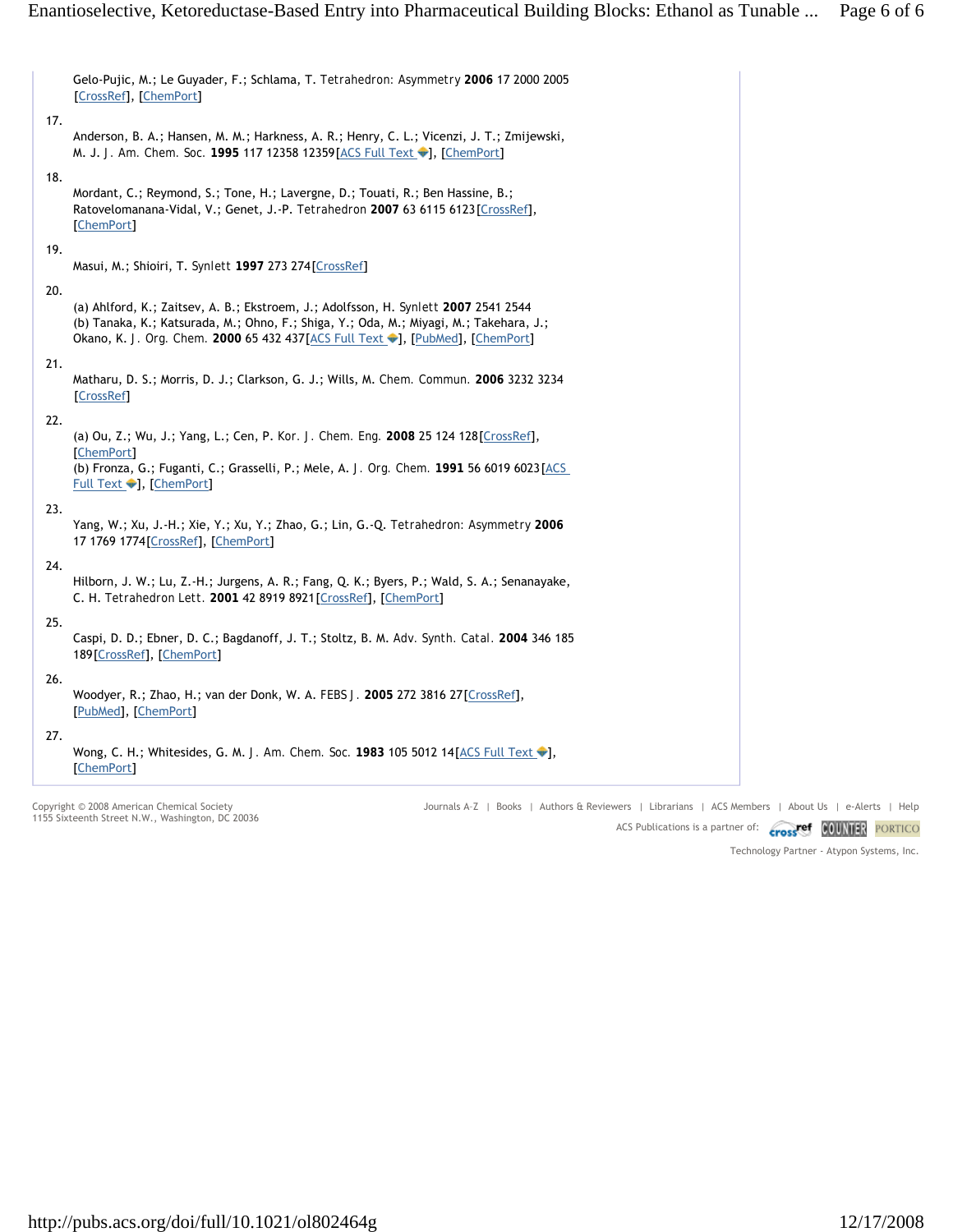Gelo-Pujic, M.; Le Guyader, F.; Schlama, T. Tetrahedron: Asymmetry **2006** 17 2000 2005 [CrossRef], [ChemPort]

17.

Anderson, B. A.; Hansen, M. M.; Harkness, A. R.; Henry, C. L.; Vicenzi, J. T.; Zmijewski, M. J. J. Am. Chem. Soc. **1995** 117 12358 12359[ACS Full Text], [ChemPort]

18.

Mordant, C.; Reymond, S.; Tone, H.; Lavergne, D.; Touati, R.; Ben Hassine, B.; Ratovelomanana-Vidal, V.; Genet, J.-P. Tetrahedron **2007** 63 6115 6123[CrossRef], [ChemPort]

19.

Masui, M.; Shioiri, T. Synlett **1997** 273 274[CrossRef]

20.

(a) Ahlford, K.; Zaitsev, A. B.; Ekstroem, J.; Adolfsson, H. Synlett **2007** 2541 2544
(b) Tanaka, K.; Katsurada, M.; Ohno, F.; Shiga, Y.; Oda, M.; Miyagi, M.; Takehara, J.; Okano, K. J. Org. Chem. **2000** 65 432 437[ACS Full Text], [PubMed], [ChemPort]

21.

Matharu, D. S.; Morris, D. J.; Clarkson, G. J.; Wills, M. Chem. Commun. **2006** 3232 3234 [CrossRef]

22.

(a) Ou, Z.; Wu, J.; Yang, L.; Cen, P. Kor. J. Chem. Eng. **2008** 25 124 128[CrossRef], [ChemPort]
(b) Fronza, G.; Fuganti, C.; Grasselli, P.; Mele, A. J. Org. Chem. **1991** 56 6019 6023[ACS Full Text], [ChemPort]

23.

Yang, W.; Xu, J.-H.; Xie, Y.; Xu, Y.; Zhao, G.; Lin, G.-Q. Tetrahedron: Asymmetry **2006** 17 1769 1774[CrossRef], [ChemPort]

24.

Hilborn, J. W.; Lu, Z.-H.; Jurgens, A. R.; Fang, Q. K.; Byers, P.; Wald, S. A.; Senanayake, C. H. Tetrahedron Lett. **2001** 42 8919 8921[CrossRef], [ChemPort]

25.

Caspi, D. D.; Ebner, D. C.; Bagdanoff, J. T.; Stoltz, B. M. Adv. Synth. Catal. **2004** 346 185 189[CrossRef], [ChemPort]

26.

Woodyer, R.; Zhao, H.; van der Donk, W. A. FEBS J. **2005** 272 3816 27[CrossRef], [PubMed], [ChemPort]

27.

Wong, C. H.; Whitesides, G. M. J. Am. Chem. Soc. **1983** 105 5012 14[ACS Full Text], [ChemPort]